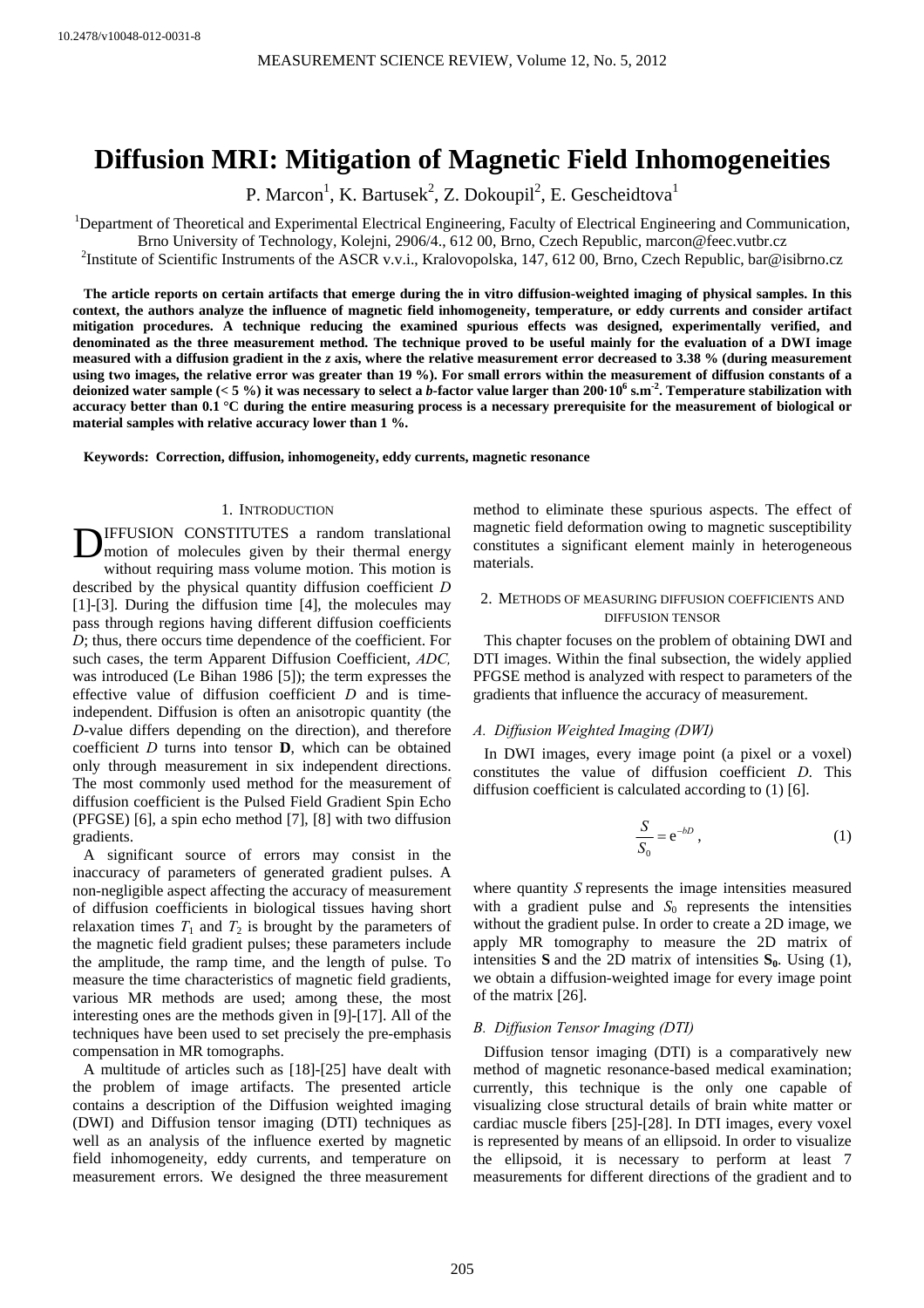10.2478/v10048-012-0031-8

# Diffusion MRI: Mitigation of Magnetic Field Inhomogeneities

P. Marcon[1], K. Bartusek[2], Z. Dokoupil[2], E. Gescheidtova[1]

[1]Department of Theoretical and Experimental Electrical Engineering, Faculty of Electrical Engineering and Communication, Brno University of Technology, Kolejni, 2906/4., 612 00, Brno, Czech Republic, marcon@feec.vutbr.cz

[2]Institute of Scientific Instruments of the ASCR v.v.i., Kralovopolska, 147, 612 00, Brno, Czech Republic, bar@isibrno.cz

**The article reports on certain artifacts that emerge during the in vitro diffusion-weighted imaging of physical samples. In this context, the authors analyze the influence of magnetic field inhomogeneity, temperature, or eddy currents and consider artifact mitigation procedures. A technique reducing the examined spurious effects was designed, experimentally verified, and denominated as the three measurement method. The technique proved to be useful mainly for the evaluation of a DWI image measured with a diffusion gradient in the *z* axis, where the relative measurement error decreased to 3.38 % (during measurement using two images, the relative error was greater than 19 %). For small errors within the measurement of diffusion constants of a deionized water sample (< 5 %) it was necessary to select a *b*-factor value larger than $200 \cdot 10^6$ s.m$^{-2}$. Temperature stabilization with accuracy better than 0.1 °C during the entire measuring process is a necessary prerequisite for the measurement of biological or material samples with relative accuracy lower than 1 %.**

**Keywords: Correction, diffusion, inhomogeneity, eddy currents, magnetic resonance**

## 1. Introduction

DIFFUSION CONSTITUTES a random translational motion of molecules given by their thermal energy without requiring mass volume motion. This motion is described by the physical quantity diffusion coefficient *D* [1]-[3]. During the diffusion time [4], the molecules may pass through regions having different diffusion coefficients *D*; thus, there occurs time dependence of the coefficient. For such cases, the term Apparent Diffusion Coefficient, *ADC,* was introduced (Le Bihan 1986 [5]); the term expresses the effective value of diffusion coefficient *D* and is time-independent. Diffusion is often an anisotropic quantity (the *D*-value differs depending on the direction), and therefore coefficient *D* turns into tensor **D**, which can be obtained only through measurement in six independent directions. The most commonly used method for the measurement of diffusion coefficient is the Pulsed Field Gradient Spin Echo (PFGSE) [6], a spin echo method [7], [8] with two diffusion gradients.

A significant source of errors may consist in the inaccuracy of parameters of generated gradient pulses. A non-negligible aspect affecting the accuracy of measurement of diffusion coefficients in biological tissues having short relaxation times $T_1$ and $T_2$ is brought by the parameters of the magnetic field gradient pulses; these parameters include the amplitude, the ramp time, and the length of pulse. To measure the time characteristics of magnetic field gradients, various MR methods are used; among these, the most interesting ones are the methods given in [9]-[17]. All of the techniques have been used to set precisely the pre-emphasis compensation in MR tomographs.

A multitude of articles such as [18]-[25] have dealt with the problem of image artifacts. The presented article contains a description of the Diffusion weighted imaging (DWI) and Diffusion tensor imaging (DTI) techniques as well as an analysis of the influence exerted by magnetic field inhomogeneity, eddy currents, and temperature on measurement errors. We designed the three measurement method to eliminate these spurious aspects. The effect of magnetic field deformation owing to magnetic susceptibility constitutes a significant element mainly in heterogeneous materials.

## 2. Methods of measuring diffusion coefficients and diffusion tensor

This chapter focuses on the problem of obtaining DWI and DTI images. Within the final subsection, the widely applied PFGSE method is analyzed with respect to parameters of the gradients that influence the accuracy of measurement.

### *A. Diffusion Weighted Imaging (DWI)*

In DWI images, every image point (a pixel or a voxel) constitutes the value of diffusion coefficient *D*. This diffusion coefficient is calculated according to (1) [6].

$$\frac{S}{S_0} = \mathrm{e}^{-bD}, \qquad (1)$$

where quantity *S* represents the image intensities measured with a gradient pulse and $S_0$ represents the intensities without the gradient pulse. In order to create a 2D image, we apply MR tomography to measure the 2D matrix of intensities **S** and the 2D matrix of intensities $\mathbf{S_0}$. Using (1), we obtain a diffusion-weighted image for every image point of the matrix [26].

### *B. Diffusion Tensor Imaging (DTI)*

Diffusion tensor imaging (DTI) is a comparatively new method of magnetic resonance-based medical examination; currently, this technique is the only one capable of visualizing close structural details of brain white matter or cardiac muscle fibers [25]-[28]. In DTI images, every voxel is represented by means of an ellipsoid. In order to visualize the ellipsoid, it is necessary to perform at least 7 measurements for different directions of the gradient and to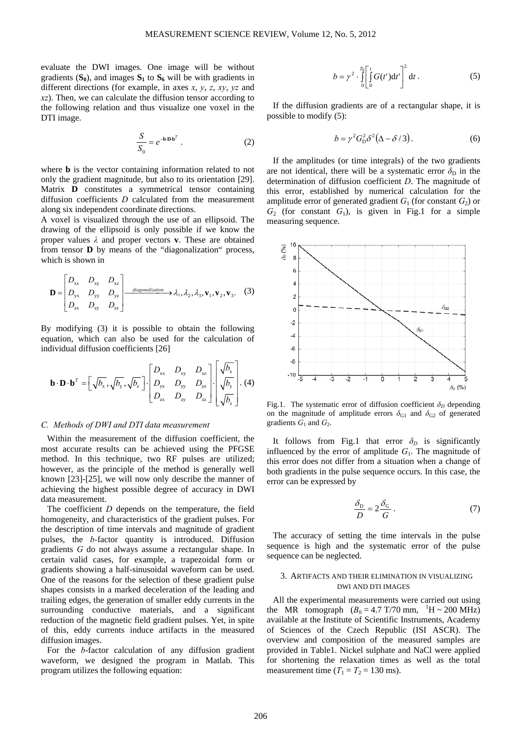evaluate the DWI images. One image will be without gradients ($\mathbf{S_0}$), and images $\mathbf{S_1}$ to $\mathbf{S_6}$ will be with gradients in different directions (for example, in axes *x*, *y*, *z*, *xy*, *yz* and *xz*). Then, we can calculate the diffusion tensor according to the following relation and thus visualize one voxel in the DTI image.

$$\frac{S}{S_0} = e^{-\mathbf{b}\cdot\mathbf{D}\cdot\mathbf{b}^T} . \tag{2}$$

where **b** is the vector containing information related to not only the gradient magnitude, but also to its orientation [29]. Matrix **D** constitutes a symmetrical tensor containing diffusion coefficients *D* calculated from the measurement along six independent coordinate directions.

A voxel is visualized through the use of an ellipsoid. The drawing of the ellipsoid is only possible if we know the proper values $\lambda$ and proper vectors **v**. These are obtained from tensor **D** by means of the "diagonalization" process, which is shown in

$$\mathbf{D} = \begin{bmatrix} D_{xx} & D_{xy} & D_{xz} \\ D_{yx} & D_{yy} & D_{yz} \\ D_{zx} & D_{zy} & D_{zz} \end{bmatrix} \xrightarrow{diagonalization} \lambda_1, \lambda_2, \lambda_3, \mathbf{v}_1, \mathbf{v}_2, \mathbf{v}_3 . \tag{3}$$

By modifying (3) it is possible to obtain the following equation, which can also be used for the calculation of individual diffusion coefficients [26]

$$\mathbf{b}\cdot\mathbf{D}\cdot\mathbf{b}^T = \left[\sqrt{b_x}, \sqrt{b_y}, \sqrt{b_z}\right] \cdot \begin{bmatrix} D_{xx} & D_{xy} & D_{xz} \\ D_{yx} & D_{yy} & D_{yz} \\ D_{zx} & D_{zy} & D_{zz} \end{bmatrix} \cdot \begin{bmatrix} \sqrt{b_x} \\ \sqrt{b_y} \\ \sqrt{b_z} \end{bmatrix} . \tag{4}$$

### C. Methods of DWI and DTI data measurement

Within the measurement of the diffusion coefficient, the most accurate results can be achieved using the PFGSE method. In this technique, two RF pulses are utilized; however, as the principle of the method is generally well known [23]-[25], we will now only describe the manner of achieving the highest possible degree of accuracy in DWI data measurement.

The coefficient *D* depends on the temperature, the field homogeneity, and characteristics of the gradient pulses. For the description of time intervals and magnitude of gradient pulses, the *b*-factor quantity is introduced. Diffusion gradients *G* do not always assume a rectangular shape. In certain valid cases, for example, a trapezoidal form or gradients showing a half-sinusoidal waveform can be used. One of the reasons for the selection of these gradient pulse shapes consists in a marked deceleration of the leading and trailing edges, the generation of smaller eddy currents in the surrounding conductive materials, and a significant reduction of the magnetic field gradient pulses. Yet, in spite of this, eddy currents induce artifacts in the measured diffusion images.

For the *b*-factor calculation of any diffusion gradient waveform, we designed the program in Matlab. This program utilizes the following equation:

$$b = \gamma^2 \cdot \int_0^{T_E} \left[ \int_0^t G(t')\mathrm{d}t' \right]^2 \mathrm{d}t . \tag{5}$$

If the diffusion gradients are of a rectangular shape, it is possible to modify (5):

$$b = \gamma^2 G_D^2 \delta^2 \left(\Delta - \delta/3\right) . \tag{6}$$

If the amplitudes (or time integrals) of the two gradients are not identical, there will be a systematic error $\delta_D$ in the determination of diffusion coefficient *D*. The magnitude of this error, established by numerical calculation for the amplitude error of generated gradient $G_1$ (for constant $G_2$) or $G_2$ (for constant $G_1$), is given in Fig.1 for a simple measuring sequence.

$\delta_D$ (%)
10
8
6
4
2
0
-2
-4
-6
-8
-10
-5 -4 -3 -2 -1 0 1 2 3 4 5
$\delta_G$ (%)
$\delta_{G2}$
$\delta_{G1}$

Fig.1. The systematic error of diffusion coefficient $\delta_D$ depending on the magnitude of amplitude errors $\delta_{G1}$ and $\delta_{G2}$ of generated gradients $G_1$ and $G_2$.

It follows from Fig.1 that error $\delta_D$ is significantly influenced by the error of amplitude $G_1$. The magnitude of this error does not differ from a situation when a change of both gradients in the pulse sequence occurs. In this case, the error can be expressed by

$$\frac{\delta_D}{D} = 2\frac{\delta_G}{G} . \tag{7}$$

The accuracy of setting the time intervals in the pulse sequence is high and the systematic error of the pulse sequence can be neglected.

## 3. Artifacts and their elimination in visualizing DWI and DTI images

All the experimental measurements were carried out using the MR tomograph ($B_0$ = 4.7 T/70 mm, $^1$H ~ 200 MHz) available at the Institute of Scientific Instruments, Academy of Sciences of the Czech Republic (ISI ASCR). The overview and composition of the measured samples are provided in Table1. Nickel sulphate and NaCl were applied for shortening the relaxation times as well as the total measurement time ($T_1 = T_2$ = 130 ms).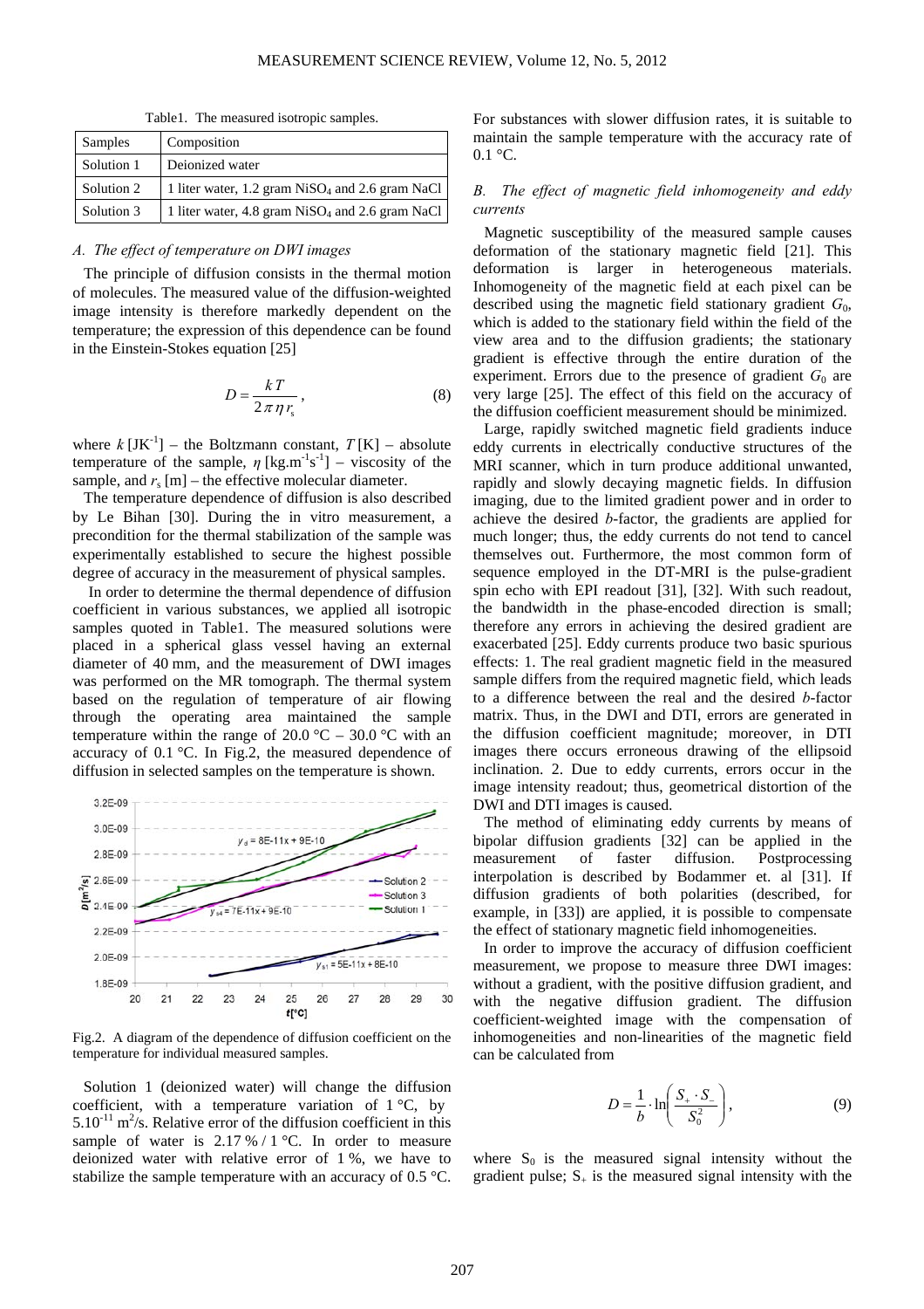Table1. The measured isotropic samples.

| Samples | Composition |
|---|---|
| Solution 1 | Deionized water |
| Solution 2 | 1 liter water, 1.2 gram $NiSO_4$ and 2.6 gram NaCl |
| Solution 3 | 1 liter water, 4.8 gram $NiSO_4$ and 2.6 gram NaCl |

### *A. The effect of temperature on DWI images*

The principle of diffusion consists in the thermal motion of molecules. The measured value of the diffusion-weighted image intensity is therefore markedly dependent on the temperature; the expression of this dependence can be found in the Einstein-Stokes equation [25]

$$D = \frac{k\,T}{2\pi\,\eta\,r_s}, \tag{8}$$

where $k$ [JK$^{-1}$] – the Boltzmann constant, $T$ [K] – absolute temperature of the sample, $\eta$ [kg.m$^{-1}$s$^{-1}$] – viscosity of the sample, and $r_s$ [m] – the effective molecular diameter.

The temperature dependence of diffusion is also described by Le Bihan [30]. During the in vitro measurement, a precondition for the thermal stabilization of the sample was experimentally established to secure the highest possible degree of accuracy in the measurement of physical samples.

In order to determine the thermal dependence of diffusion coefficient in various substances, we applied all isotropic samples quoted in Table1. The measured solutions were placed in a spherical glass vessel having an external diameter of 40 mm, and the measurement of DWI images was performed on the MR tomograph. The thermal system based on the regulation of temperature of air flowing through the operating area maintained the sample temperature within the range of 20.0 °C – 30.0 °C with an accuracy of 0.1 °C. In Fig.2, the measured dependence of diffusion in selected samples on the temperature is shown.

3.2E-09
3.0E-09
2.8E-09
2.6E-09
2.4E-09
2.2E-09
2.0E-09
1.8E-09
D[m²/s]
20 21 22 23 24 25 26 27 28 29 30
t[°C]
$y_d$ = 8E-11x + 9E-10
$y_{s4}$ = 7E-11x + 9E-10
$y_{s1}$ = 5E-11x + 8E-10
Solution 2
Solution 3
Solution 1

Fig.2. A diagram of the dependence of diffusion coefficient on the temperature for individual measured samples.

Solution 1 (deionized water) will change the diffusion coefficient, with a temperature variation of 1 °C, by $5.10^{-11}$ m$^2$/s. Relative error of the diffusion coefficient in this sample of water is 2.17 % / 1 °C. In order to measure deionized water with relative error of 1 %, we have to stabilize the sample temperature with an accuracy of 0.5 °C. For substances with slower diffusion rates, it is suitable to maintain the sample temperature with the accuracy rate of 0.1 °C.

### *B. The effect of magnetic field inhomogeneity and eddy currents*

Magnetic susceptibility of the measured sample causes deformation of the stationary magnetic field [21]. This deformation is larger in heterogeneous materials. Inhomogeneity of the magnetic field at each pixel can be described using the magnetic field stationary gradient $G_0$, which is added to the stationary field within the field of the view area and to the diffusion gradients; the stationary gradient is effective through the entire duration of the experiment. Errors due to the presence of gradient $G_0$ are very large [25]. The effect of this field on the accuracy of the diffusion coefficient measurement should be minimized.

Large, rapidly switched magnetic field gradients induce eddy currents in electrically conductive structures of the MRI scanner, which in turn produce additional unwanted, rapidly and slowly decaying magnetic fields. In diffusion imaging, due to the limited gradient power and in order to achieve the desired *b*-factor, the gradients are applied for much longer; thus, the eddy currents do not tend to cancel themselves out. Furthermore, the most common form of sequence employed in the DT-MRI is the pulse-gradient spin echo with EPI readout [31], [32]. With such readout, the bandwidth in the phase-encoded direction is small; therefore any errors in achieving the desired gradient are exacerbated [25]. Eddy currents produce two basic spurious effects: 1. The real gradient magnetic field in the measured sample differs from the required magnetic field, which leads to a difference between the real and the desired *b*-factor matrix. Thus, in the DWI and DTI, errors are generated in the diffusion coefficient magnitude; moreover, in DTI images there occurs erroneous drawing of the ellipsoid inclination. 2. Due to eddy currents, errors occur in the image intensity readout; thus, geometrical distortion of the DWI and DTI images is caused.

The method of eliminating eddy currents by means of bipolar diffusion gradients [32] can be applied in the measurement of faster diffusion. Postprocessing interpolation is described by Bodammer et. al [31]. If diffusion gradients of both polarities (described, for example, in [33]) are applied, it is possible to compensate the effect of stationary magnetic field inhomogeneities.

In order to improve the accuracy of diffusion coefficient measurement, we propose to measure three DWI images: without a gradient, with the positive diffusion gradient, and with the negative diffusion gradient. The diffusion coefficient-weighted image with the compensation of inhomogeneities and non-linearities of the magnetic field can be calculated from

$$D = \frac{1}{b}\cdot\ln\left(\frac{S_+\cdot S_-}{S_0^2}\right), \tag{9}$$

where $S_0$ is the measured signal intensity without the gradient pulse; $S_+$ is the measured signal intensity with the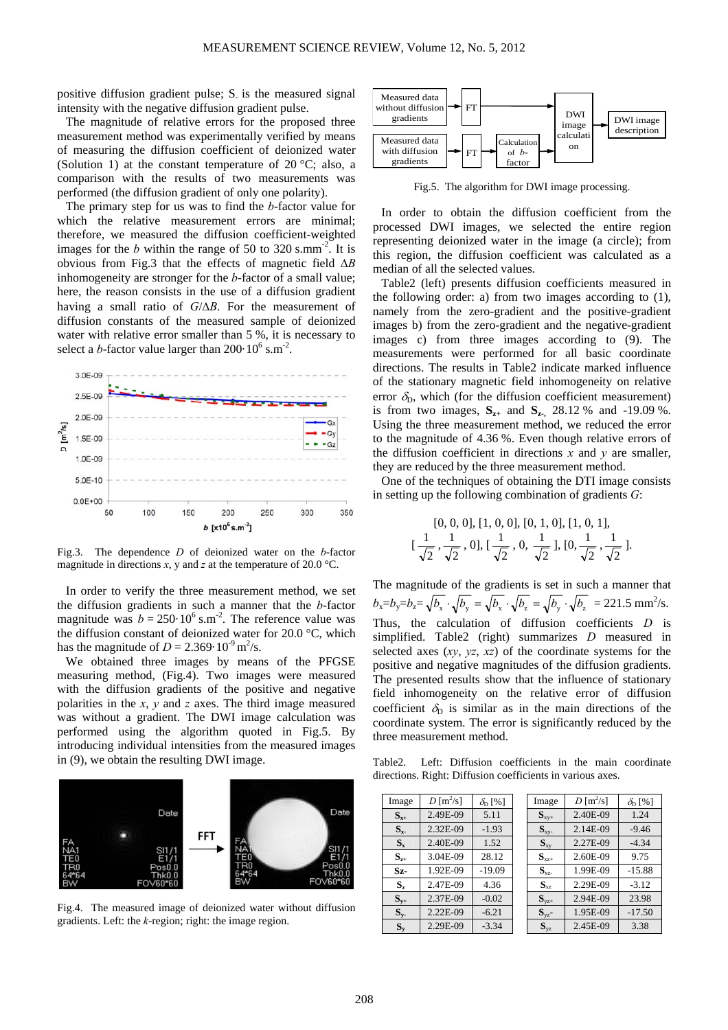positive diffusion gradient pulse; $S_-$ is the measured signal intensity with the negative diffusion gradient pulse.

The magnitude of relative errors for the proposed three measurement method was experimentally verified by means of measuring the diffusion coefficient of deionized water (Solution 1) at the constant temperature of 20 °C; also, a comparison with the results of two measurements was performed (the diffusion gradient of only one polarity).

The primary step for us was to find the *b*-factor value for which the relative measurement errors are minimal; therefore, we measured the diffusion coefficient-weighted images for the *b* within the range of 50 to 320 s.mm$^{-2}$. It is obvious from Fig.3 that the effects of magnetic field $\Delta B$ inhomogeneity are stronger for the *b*-factor of a small value; here, the reason consists in the use of a diffusion gradient having a small ratio of $G/\Delta B$. For the measurement of diffusion constants of the measured sample of deionized water with relative error smaller than 5 %, it is necessary to select a *b*-factor value larger than $200\cdot10^6$ s.m$^{-2}$.

Fig.3. The dependence *D* of deionized water on the *b*-factor magnitude in directions *x*, y and *z* at the temperature of 20.0 °C.

In order to verify the three measurement method, we set the diffusion gradients in such a manner that the *b*-factor magnitude was $b = 250\cdot10^6$ s.m$^{-2}$. The reference value was the diffusion constant of deionized water for 20.0 °C, which has the magnitude of $D = 2.369\cdot10^{-9}$ m$^2$/s.

We obtained three images by means of the PFGSE measuring method, (Fig.4). Two images were measured with the diffusion gradients of the positive and negative polarities in the *x*, *y* and *z* axes. The third image measured was without a gradient. The DWI image calculation was performed using the algorithm quoted in Fig.5. By introducing individual intensities from the measured images in (9), we obtain the resulting DWI image.

Fig.4. The measured image of deionized water without diffusion gradients. Left: the *k*-region; right: the image region.

Fig.5. The algorithm for DWI image processing.

In order to obtain the diffusion coefficient from the processed DWI images, we selected the entire region representing deionized water in the image (a circle); from this region, the diffusion coefficient was calculated as a median of all the selected values.

Table2 (left) presents diffusion coefficients measured in the following order: a) from two images according to (1), namely from the zero-gradient and the positive-gradient images b) from the zero-gradient and the negative-gradient images c) from three images according to (9). The measurements were performed for all basic coordinate directions. The results in Table2 indicate marked influence of the stationary magnetic field inhomogeneity on relative error $\delta_D$, which (for the diffusion coefficient measurement) is from two images, $\mathbf{S}_{z+}$ and $\mathbf{S}_{z-}$, 28.12 % and -19.09 %. Using the three measurement method, we reduced the error to the magnitude of 4.36 %. Even though relative errors of the diffusion coefficient in directions *x* and *y* are smaller, they are reduced by the three measurement method.

One of the techniques of obtaining the DTI image consists in setting up the following combination of gradients *G*:

$$[0, 0, 0], [1, 0, 0], [0, 1, 0], [1, 0, 1],$$
$$[\frac{1}{\sqrt{2}}, \frac{1}{\sqrt{2}}, 0], [\frac{1}{\sqrt{2}}, 0, \frac{1}{\sqrt{2}}], [0, \frac{1}{\sqrt{2}}, \frac{1}{\sqrt{2}}].$$

The magnitude of the gradients is set in such a manner that $b_x = b_y = b_z = \sqrt{b_x}\cdot\sqrt{b_y} = \sqrt{b_x}\cdot\sqrt{b_z} = \sqrt{b_y}\cdot\sqrt{b_z} = 221.5$ mm$^2$/s. Thus, the calculation of diffusion coefficients *D* is simplified. Table2 (right) summarizes *D* measured in selected axes (*xy*, *yz*, *xz*) of the coordinate systems for the positive and negative magnitudes of the diffusion gradients. The presented results show that the influence of stationary field inhomogeneity on the relative error of diffusion coefficient $\delta_D$ is similar as in the main directions of the coordinate system. The error is significantly reduced by the three measurement method.

Table2. Left: Diffusion coefficients in the main coordinate directions. Right: Diffusion coefficients in various axes.

| Image | $D$ [m$^2$/s] | $\delta_D$ [%] |
|---|---|---|
| $\mathbf{S}_{x+}$ | 2.49E-09 | 5.11 |
| $\mathbf{S}_{x-}$ | 2.32E-09 | -1.93 |
| $\mathbf{S}_{x}$ | 2.40E-09 | 1.52 |
| $\mathbf{S}_{z+}$ | 3.04E-09 | 28.12 |
| $\mathbf{S}_{z-}$ | 1.92E-09 | -19.09 |
| $\mathbf{S}_{z}$ | 2.47E-09 | 4.36 |
| $\mathbf{S}_{y+}$ | 2.37E-09 | -0.02 |
| $\mathbf{S}_{y-}$ | 2.22E-09 | -6.21 |
| $\mathbf{S}_{y}$ | 2.29E-09 | -3.34 |

| Image | $D$ [m$^2$/s] | $\delta_D$ [%] |
|---|---|---|
| $\mathbf{S}_{xy+}$ | 2.40E-09 | 1.24 |
| $\mathbf{S}_{xy-}$ | 2.14E-09 | -9.46 |
| $\mathbf{S}_{xy}$ | 2.27E-09 | -4.34 |
| $\mathbf{S}_{xz+}$ | 2.60E-09 | 9.75 |
| $\mathbf{S}_{xz-}$ | 1.99E-09 | -15.88 |
| $\mathbf{S}_{xz}$ | 2.29E-09 | -3.12 |
| $\mathbf{S}_{yz+}$ | 2.94E-09 | 23.98 |
| $\mathbf{S}_{yz-}$ | 1.95E-09 | -17.50 |
| $\mathbf{S}_{yz}$ | 2.45E-09 | 3.38 |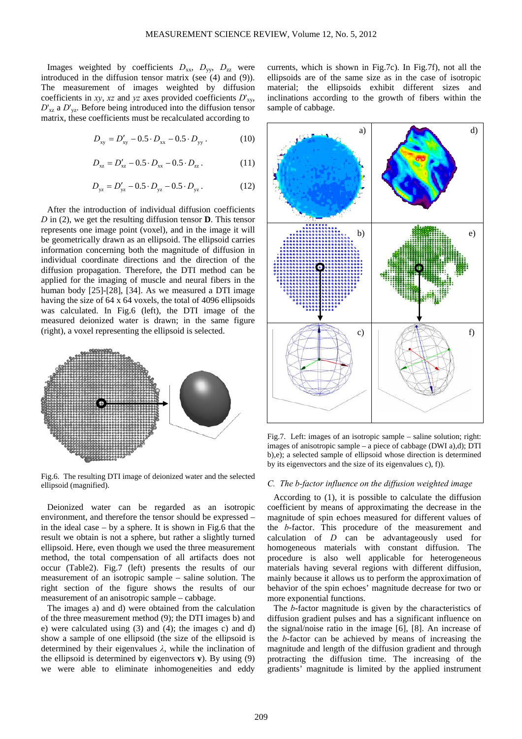Images weighted by coefficients $D_{xx}$, $D_{yy}$, $D_{zz}$ were introduced in the diffusion tensor matrix (see (4) and (9)). The measurement of images weighted by diffusion coefficients in *xy*, *xz* and *yz* axes provided coefficients $D'_{xy}$, $D'_{xz}$ a $D'_{yz}$. Before being introduced into the diffusion tensor matrix, these coefficients must be recalculated according to

$$D_{xy} = D'_{xy} - 0.5 \cdot D_{xx} - 0.5 \cdot D_{yy}. \tag{10}$$

$$D_{xz} = D'_{xz} - 0.5 \cdot D_{xx} - 0.5 \cdot D_{zz}. \tag{11}$$

$$D_{yz} = D'_{yz} - 0.5 \cdot D_{yz} - 0.5 \cdot D_{yz}. \tag{12}$$

After the introduction of individual diffusion coefficients *D* in (2), we get the resulting diffusion tensor **D**. This tensor represents one image point (voxel), and in the image it will be geometrically drawn as an ellipsoid. The ellipsoid carries information concerning both the magnitude of diffusion in individual coordinate directions and the direction of the diffusion propagation. Therefore, the DTI method can be applied for the imaging of muscle and neural fibers in the human body [25]-[28], [34]. As we measured a DTI image having the size of 64 x 64 voxels, the total of 4096 ellipsoids was calculated. In Fig.6 (left), the DTI image of the measured deionized water is drawn; in the same figure (right), a voxel representing the ellipsoid is selected.

Fig.6. The resulting DTI image of deionized water and the selected ellipsoid (magnified).

Deionized water can be regarded as an isotropic environment, and therefore the tensor should be expressed – in the ideal case – by a sphere. It is shown in Fig.6 that the result we obtain is not a sphere, but rather a slightly turned ellipsoid. Here, even though we used the three measurement method, the total compensation of all artifacts does not occur (Table2). Fig.7 (left) presents the results of our measurement of an isotropic sample – saline solution. The right section of the figure shows the results of our measurement of an anisotropic sample – cabbage.

The images a) and d) were obtained from the calculation of the three measurement method (9); the DTI images b) and e) were calculated using (3) and (4); the images c) and d) show a sample of one ellipsoid (the size of the ellipsoid is determined by their eigenvalues $\lambda$, while the inclination of the ellipsoid is determined by eigenvectors **v**). By using (9) we were able to eliminate inhomogeneities and eddy currents, which is shown in Fig.7c). In Fig.7f), not all the ellipsoids are of the same size as in the case of isotropic material; the ellipsoids exhibit different sizes and inclinations according to the growth of fibers within the sample of cabbage.

a) d) b) e) c) f)

Fig.7. Left: images of an isotropic sample – saline solution; right: images of anisotropic sample – a piece of cabbage (DWI a),d); DTI b),e); a selected sample of ellipsoid whose direction is determined by its eigenvectors and the size of its eigenvalues c), f)).

### *C. The b-factor influence on the diffusion weighted image*

According to (1), it is possible to calculate the diffusion coefficient by means of approximating the decrease in the magnitude of spin echoes measured for different values of the *b*-factor. This procedure of the measurement and calculation of *D* can be advantageously used for homogeneous materials with constant diffusion. The procedure is also well applicable for heterogeneous materials having several regions with different diffusion, mainly because it allows us to perform the approximation of behavior of the spin echoes' magnitude decrease for two or more exponential functions.

The *b*-factor magnitude is given by the characteristics of diffusion gradient pulses and has a significant influence on the signal/noise ratio in the image [6], [8]. An increase of the *b*-factor can be achieved by means of increasing the magnitude and length of the diffusion gradient and through protracting the diffusion time. The increasing of the gradients' magnitude is limited by the applied instrument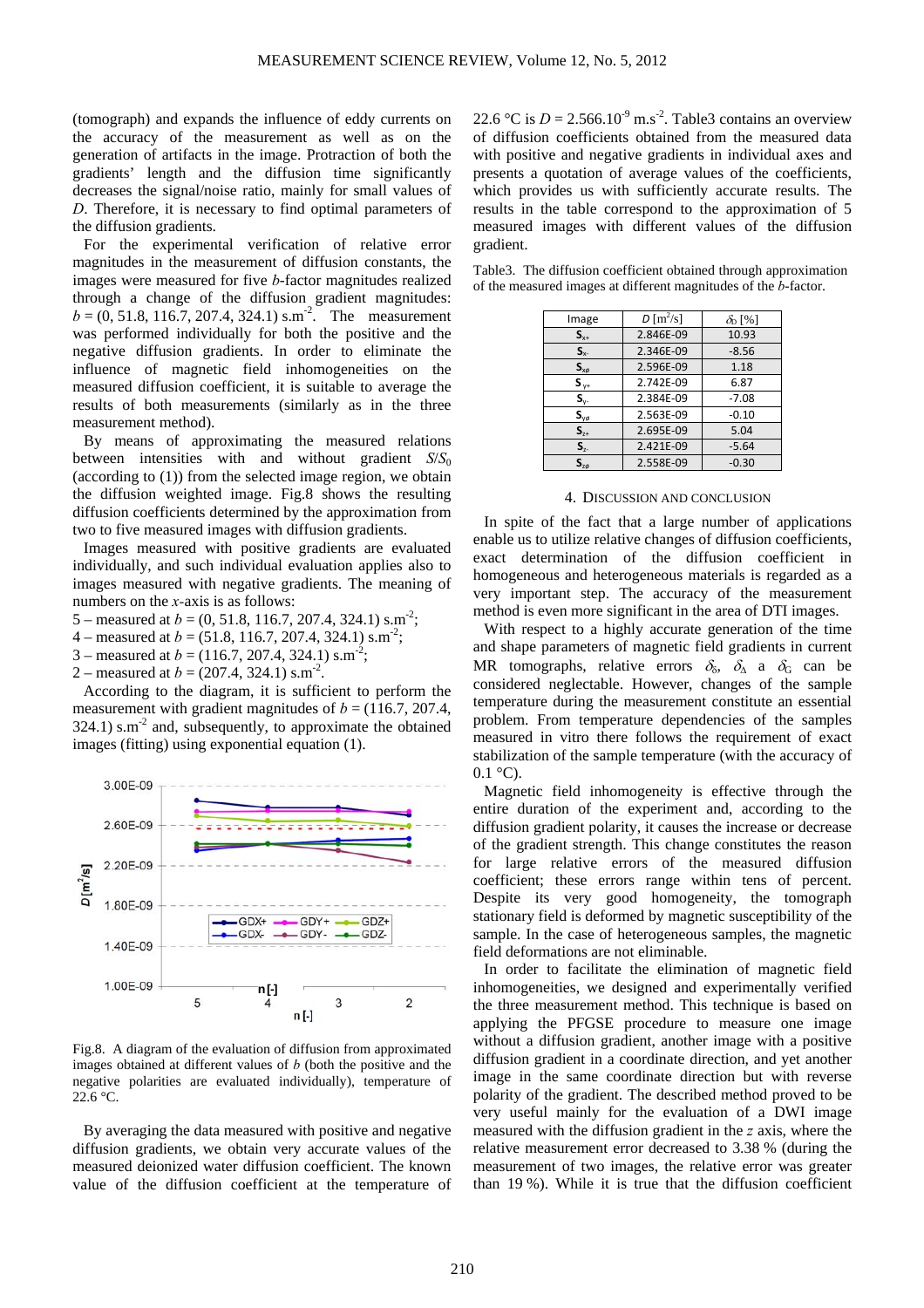(tomograph) and expands the influence of eddy currents on the accuracy of the measurement as well as on the generation of artifacts in the image. Protraction of both the gradients' length and the diffusion time significantly decreases the signal/noise ratio, mainly for small values of *D*. Therefore, it is necessary to find optimal parameters of the diffusion gradients.

For the experimental verification of relative error magnitudes in the measurement of diffusion constants, the images were measured for five *b*-factor magnitudes realized through a change of the diffusion gradient magnitudes: $b = (0, 51.8, 116.7, 207.4, 324.1)$ s.m$^{-2}$. The measurement was performed individually for both the positive and the negative diffusion gradients. In order to eliminate the influence of magnetic field inhomogeneities on the measured diffusion coefficient, it is suitable to average the results of both measurements (similarly as in the three measurement method).

By means of approximating the measured relations between intensities with and without gradient $S/S_0$ (according to (1)) from the selected image region, we obtain the diffusion weighted image. Fig.8 shows the resulting diffusion coefficients determined by the approximation from two to five measured images with diffusion gradients.

Images measured with positive gradients are evaluated individually, and such individual evaluation applies also to images measured with negative gradients. The meaning of numbers on the *x*-axis is as follows:

5 – measured at $b = (0, 51.8, 116.7, 207.4, 324.1)$ s.m$^{-2}$;
4 – measured at $b = (51.8, 116.7, 207.4, 324.1)$ s.m$^{-2}$;
3 – measured at $b = (116.7, 207.4, 324.1)$ s.m$^{-2}$;
2 – measured at $b = (207.4, 324.1)$ s.m$^{-2}$.

According to the diagram, it is sufficient to perform the measurement with gradient magnitudes of $b = (116.7, 207.4, 324.1)$ s.m$^{-2}$ and, subsequently, to approximate the obtained images (fitting) using exponential equation (1).

3.00E-09
2.60E-09
2.20E-09
1.80E-09
1.40E-09
1.00E-09
D [m²/s]
GDX+ GDY+ GDZ+
GDX- GDY- GDZ-
5 4 3 2
n [-]

Fig.8. A diagram of the evaluation of diffusion from approximated images obtained at different values of *b* (both the positive and the negative polarities are evaluated individually), temperature of 22.6 °C.

By averaging the data measured with positive and negative diffusion gradients, we obtain very accurate values of the measured deionized water diffusion coefficient. The known value of the diffusion coefficient at the temperature of 22.6 °C is $D = 2.566.10^{-9}$ m.s$^{-2}$. Table3 contains an overview of diffusion coefficients obtained from the measured data with positive and negative gradients in individual axes and presents a quotation of average values of the coefficients, which provides us with sufficiently accurate results. The results in the table correspond to the approximation of 5 measured images with different values of the diffusion gradient.

Table3. The diffusion coefficient obtained through approximation of the measured images at different magnitudes of the *b*-factor.

| Image | $D$ [m$^2$/s] | $\delta_D$ [%] |
|---|---|---|
| $S_{x+}$ | 2.846E-09 | 10.93 |
| $S_{x-}$ | 2.346E-09 | -8.56 |
| $S_{x\emptyset}$ | 2.596E-09 | 1.18 |
| $S_{y+}$ | 2.742E-09 | 6.87 |
| $S_{y-}$ | 2.384E-09 | -7.08 |
| $S_{y\emptyset}$ | 2.563E-09 | -0.10 |
| $S_{z+}$ | 2.695E-09 | 5.04 |
| $S_{z-}$ | 2.421E-09 | -5.64 |
| $S_{z\emptyset}$ | 2.558E-09 | -0.30 |

## 4. Discussion and conclusion

In spite of the fact that a large number of applications enable us to utilize relative changes of diffusion coefficients, exact determination of the diffusion coefficient in homogeneous and heterogeneous materials is regarded as a very important step. The accuracy of the measurement method is even more significant in the area of DTI images.

With respect to a highly accurate generation of the time and shape parameters of magnetic field gradients in current MR tomographs, relative errors $\delta_\delta$, $\delta_\Delta$ a $\delta_G$ can be considered neglectable. However, changes of the sample temperature during the measurement constitute an essential problem. From temperature dependencies of the samples measured in vitro there follows the requirement of exact stabilization of the sample temperature (with the accuracy of 0.1 °C).

Magnetic field inhomogeneity is effective through the entire duration of the experiment and, according to the diffusion gradient polarity, it causes the increase or decrease of the gradient strength. This change constitutes the reason for large relative errors of the measured diffusion coefficient; these errors range within tens of percent. Despite its very good homogeneity, the tomograph stationary field is deformed by magnetic susceptibility of the sample. In the case of heterogeneous samples, the magnetic field deformations are not eliminable.

In order to facilitate the elimination of magnetic field inhomogeneities, we designed and experimentally verified the three measurement method. This technique is based on applying the PFGSE procedure to measure one image without a diffusion gradient, another image with a positive diffusion gradient in a coordinate direction, and yet another image in the same coordinate direction but with reverse polarity of the gradient. The described method proved to be very useful mainly for the evaluation of a DWI image measured with the diffusion gradient in the *z* axis, where the relative measurement error decreased to 3.38 % (during the measurement of two images, the relative error was greater than 19 %). While it is true that the diffusion coefficient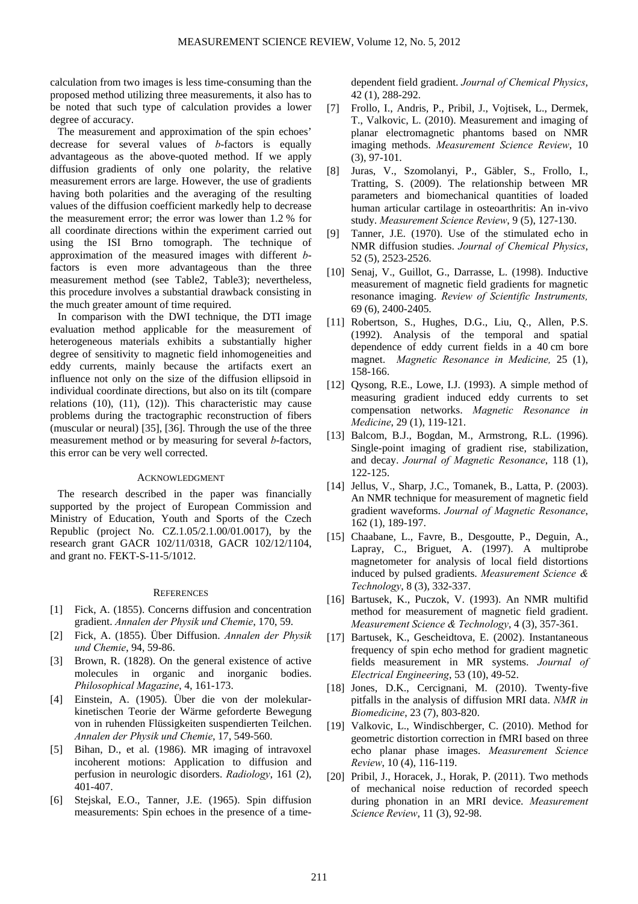calculation from two images is less time-consuming than the proposed method utilizing three measurements, it also has to be noted that such type of calculation provides a lower degree of accuracy.

The measurement and approximation of the spin echoes' decrease for several values of *b*-factors is equally advantageous as the above-quoted method. If we apply diffusion gradients of only one polarity, the relative measurement errors are large. However, the use of gradients having both polarities and the averaging of the resulting values of the diffusion coefficient markedly help to decrease the measurement error; the error was lower than 1.2 % for all coordinate directions within the experiment carried out using the ISI Brno tomograph. The technique of approximation of the measured images with different *b*-factors is even more advantageous than the three measurement method (see Table2, Table3); nevertheless, this procedure involves a substantial drawback consisting in the much greater amount of time required.

In comparison with the DWI technique, the DTI image evaluation method applicable for the measurement of heterogeneous materials exhibits a substantially higher degree of sensitivity to magnetic field inhomogeneities and eddy currents, mainly because the artifacts exert an influence not only on the size of the diffusion ellipsoid in individual coordinate directions, but also on its tilt (compare relations (10), (11), (12)). This characteristic may cause problems during the tractographic reconstruction of fibers (muscular or neural) [35], [36]. Through the use of the three measurement method or by measuring for several *b*-factors, this error can be very well corrected.

## Acknowledgment

The research described in the paper was financially supported by the project of European Commission and Ministry of Education, Youth and Sports of the Czech Republic (project No. CZ.1.05/2.1.00/01.0017), by the research grant GACR 102/11/0318, GACR 102/12/1104, and grant no. FEKT-S-11-5/1012.

## References

[1] Fick, A. (1855). Concerns diffusion and concentration gradient. *Annalen der Physik und Chemie*, 170, 59.

[2] Fick, A. (1855). Über Diffusion. *Annalen der Physik und Chemie*, 94, 59-86.

[3] Brown, R. (1828). On the general existence of active molecules in organic and inorganic bodies. *Philosophical Magazine*, 4, 161-173.

[4] Einstein, A. (1905). Über die von der molekular-kinetischen Teorie der Wärme geforderte Bewegung von in ruhenden Flüssigkeiten suspendierten Teilchen. *Annalen der Physik und Chemie*, 17, 549-560.

[5] Bihan, D., et al. (1986). MR imaging of intravoxel incoherent motions: Application to diffusion and perfusion in neurologic disorders. *Radiology*, 161 (2), 401-407.

[6] Stejskal, E.O., Tanner, J.E. (1965). Spin diffusion measurements: Spin echoes in the presence of a time-dependent field gradient. *Journal of Chemical Physics*, 42 (1), 288-292.

[7] Frollo, I., Andris, P., Pribil, J., Vojtisek, L., Dermek, T., Valkovic, L. (2010). Measurement and imaging of planar electromagnetic phantoms based on NMR imaging methods. *Measurement Science Review*, 10 (3), 97-101.

[8] Juras, V., Szomolanyi, P., Gäbler, S., Frollo, I., Tratting, S. (2009). The relationship between MR parameters and biomechanical quantities of loaded human articular cartilage in osteoarthritis: An in-vivo study. *Measurement Science Review*, 9 (5), 127-130.

[9] Tanner, J.E. (1970). Use of the stimulated echo in NMR diffusion studies. *Journal of Chemical Physics*, 52 (5), 2523-2526.

[10] Senaj, V., Guillot, G., Darrasse, L. (1998). Inductive measurement of magnetic field gradients for magnetic resonance imaging. *Review of Scientific Instruments,* 69 (6), 2400-2405.

[11] Robertson, S., Hughes, D.G., Liu, Q., Allen, P.S. (1992). Analysis of the temporal and spatial dependence of eddy current fields in a 40 cm bore magnet. *Magnetic Resonance in Medicine,* 25 (1), 158-166.

[12] Qysong, R.E., Lowe, I.J. (1993). A simple method of measuring gradient induced eddy currents to set compensation networks. *Magnetic Resonance in Medicine*, 29 (1), 119-121.

[13] Balcom, B.J., Bogdan, M., Armstrong, R.L. (1996). Single-point imaging of gradient rise, stabilization, and decay. *Journal of Magnetic Resonance*, 118 (1), 122-125.

[14] Jellus, V., Sharp, J.C., Tomanek, B., Latta, P. (2003). An NMR technique for measurement of magnetic field gradient waveforms. *Journal of Magnetic Resonance*, 162 (1), 189-197.

[15] Chaabane, L., Favre, B., Desgoutte, P., Deguin, A., Lapray, C., Briguet, A. (1997). A multiprobe magnetometer for analysis of local field distortions induced by pulsed gradients. *Measurement Science & Technology*, 8 (3), 332-337.

[16] Bartusek, K., Puczok, V. (1993). An NMR multifid method for measurement of magnetic field gradient. *Measurement Science & Technology*, 4 (3), 357-361.

[17] Bartusek, K., Gescheidtova, E. (2002). Instantaneous frequency of spin echo method for gradient magnetic fields measurement in MR systems. *Journal of Electrical Engineering*, 53 (10), 49-52.

[18] Jones, D.K., Cercignani, M. (2010). Twenty-five pitfalls in the analysis of diffusion MRI data. *NMR in Biomedicine*, 23 (7), 803-820.

[19] Valkovic, L., Windischberger, C. (2010). Method for geometric distortion correction in fMRI based on three echo planar phase images. *Measurement Science Review*, 10 (4), 116-119.

[20] Pribil, J., Horacek, J., Horak, P. (2011). Two methods of mechanical noise reduction of recorded speech during phonation in an MRI device. *Measurement Science Review*, 11 (3), 92-98.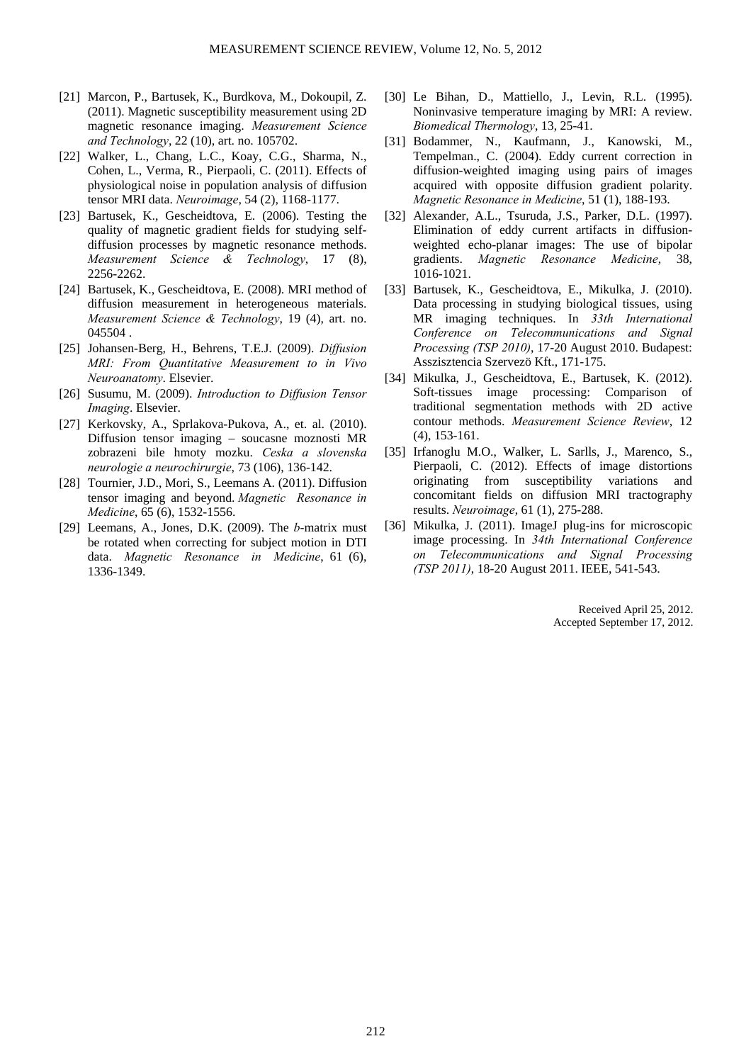[21] Marcon, P., Bartusek, K., Burdkova, M., Dokoupil, Z. (2011). Magnetic susceptibility measurement using 2D magnetic resonance imaging. *Measurement Science and Technology*, 22 (10), art. no. 105702.

[22] Walker, L., Chang, L.C., Koay, C.G., Sharma, N., Cohen, L., Verma, R., Pierpaoli, C. (2011). Effects of physiological noise in population analysis of diffusion tensor MRI data. *Neuroimage*, 54 (2), 1168-1177.

[23] Bartusek, K., Gescheidtova, E. (2006). Testing the quality of magnetic gradient fields for studying self-diffusion processes by magnetic resonance methods. *Measurement Science & Technology*, 17 (8), 2256-2262.

[24] Bartusek, K., Gescheidtova, E. (2008). MRI method of diffusion measurement in heterogeneous materials. *Measurement Science & Technology*, 19 (4), art. no. 045504 .

[25] Johansen-Berg, H., Behrens, T.E.J. (2009). *Diffusion MRI: From Quantitative Measurement to in Vivo Neuroanatomy*. Elsevier.

[26] Susumu, M. (2009). *Introduction to Diffusion Tensor Imaging*. Elsevier.

[27] Kerkovsky, A., Sprlakova-Pukova, A., et. al. (2010). Diffusion tensor imaging – soucasne moznosti MR zobrazeni bile hmoty mozku. *Ceska a slovenska neurologie a neurochirurgie*, 73 (106), 136-142.

[28] Tournier, J.D., Mori, S., Leemans A. (2011). Diffusion tensor imaging and beyond. *Magnetic Resonance in Medicine*, 65 (6), 1532-1556.

[29] Leemans, A., Jones, D.K. (2009). The *b*-matrix must be rotated when correcting for subject motion in DTI data. *Magnetic Resonance in Medicine*, 61 (6), 1336-1349.

[30] Le Bihan, D., Mattiello, J., Levin, R.L. (1995). Noninvasive temperature imaging by MRI: A review. *Biomedical Thermology*, 13, 25-41.

[31] Bodammer, N., Kaufmann, J., Kanowski, M., Tempelman., C. (2004). Eddy current correction in diffusion-weighted imaging using pairs of images acquired with opposite diffusion gradient polarity. *Magnetic Resonance in Medicine*, 51 (1), 188-193.

[32] Alexander, A.L., Tsuruda, J.S., Parker, D.L. (1997). Elimination of eddy current artifacts in diffusion-weighted echo-planar images: The use of bipolar gradients. *Magnetic Resonance Medicine*, 38, 1016-1021.

[33] Bartusek, K., Gescheidtova, E., Mikulka, J. (2010). Data processing in studying biological tissues, using MR imaging techniques. In *33th International Conference on Telecommunications and Signal Processing (TSP 2010)*, 17-20 August 2010. Budapest: Asszisztencia Szervezö Kft., 171-175.

[34] Mikulka, J., Gescheidtova, E., Bartusek, K. (2012). Soft-tissues image processing: Comparison of traditional segmentation methods with 2D active contour methods. *Measurement Science Review*, 12 (4), 153-161.

[35] Irfanoglu M.O., Walker, L. Sarlls, J., Marenco, S., Pierpaoli, C. (2012). Effects of image distortions originating from susceptibility variations and concomitant fields on diffusion MRI tractography results. *Neuroimage*, 61 (1), 275-288.

[36] Mikulka, J. (2011). ImageJ plug-ins for microscopic image processing. In *34th International Conference on Telecommunications and Signal Processing (TSP 2011)*, 18-20 August 2011. IEEE, 541-543.

Received April 25, 2012.
Accepted September 17, 2012.